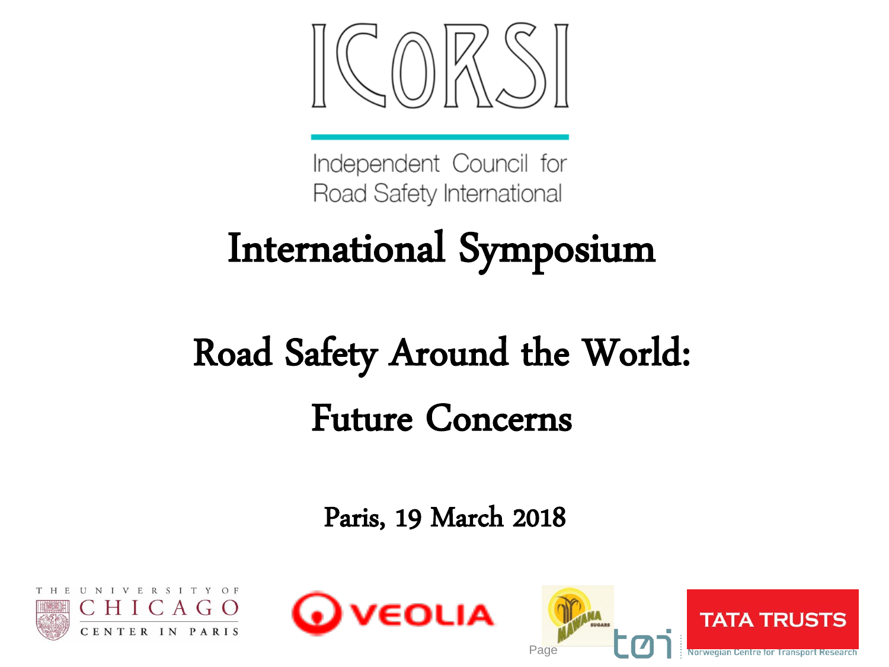# ICoRSI

Independent Council for Road Safety International

# International Symposium

## Road Safety Around the World: Future Concerns

Paris, 19 March 2018

THE UNIVERSITY OF CHICAGO CENTER IN PARIS

VEOLIA

MAWANA SUGARS

TATA TRUSTS

tøi Norwegian Centre for Transport Research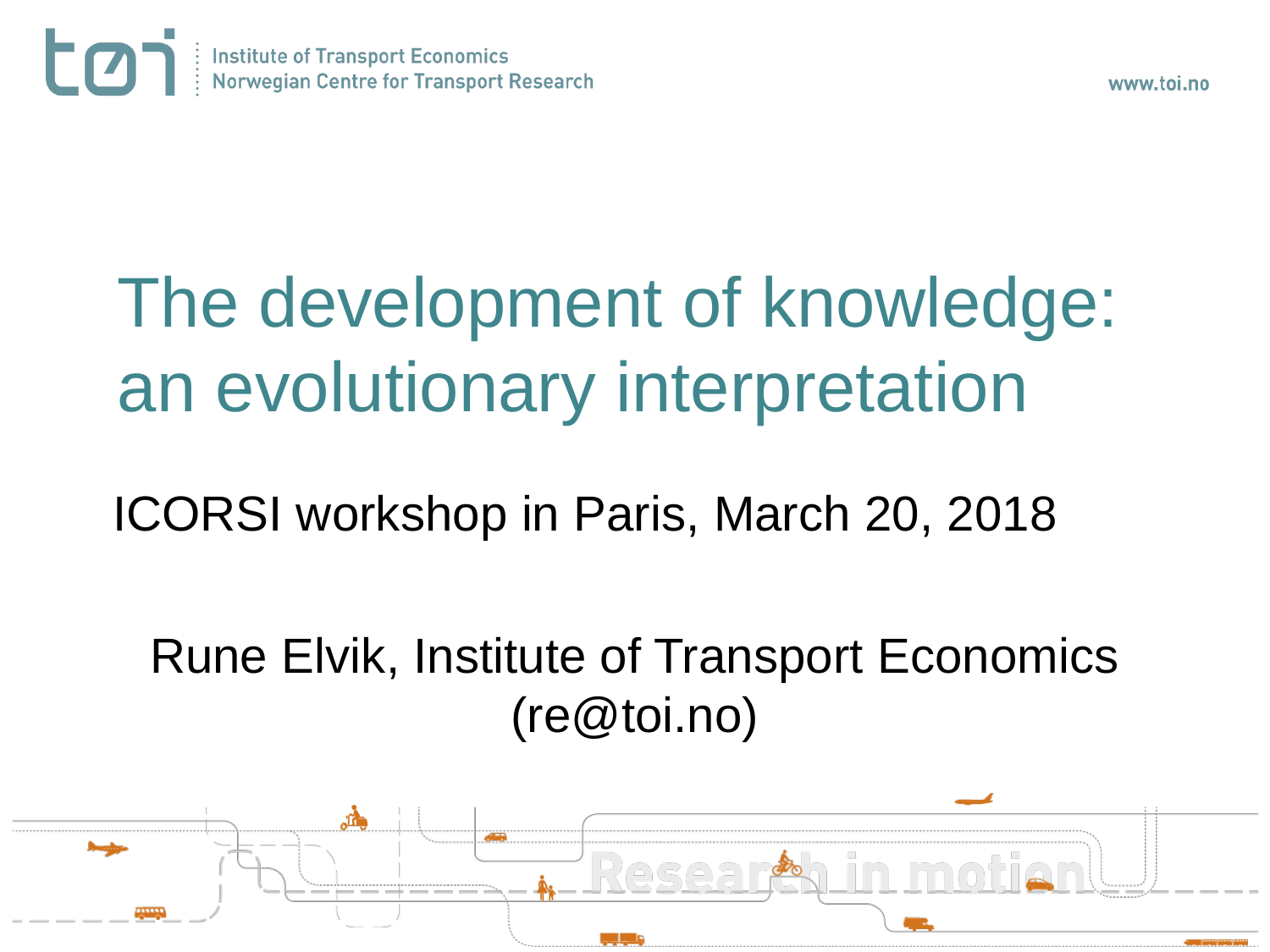# The development of knowledge: an evolutionary interpretation

ICORSI workshop in Paris, March 20, 2018

Rune Elvik, Institute of Transport Economics
(re@toi.no)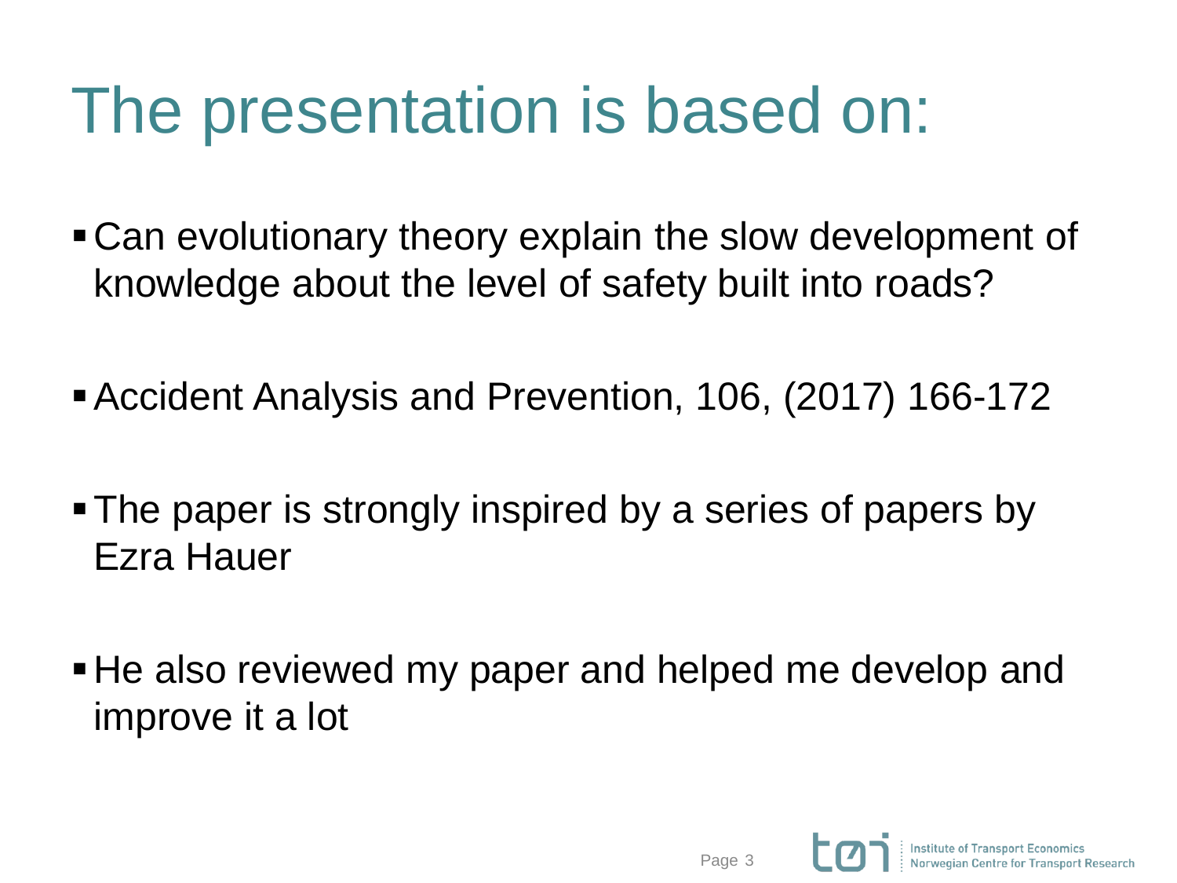# The presentation is based on:

- Can evolutionary theory explain the slow development of knowledge about the level of safety built into roads?
- Accident Analysis and Prevention, 106, (2017) 166-172
- The paper is strongly inspired by a series of papers by Ezra Hauer
- He also reviewed my paper and helped me develop and improve it a lot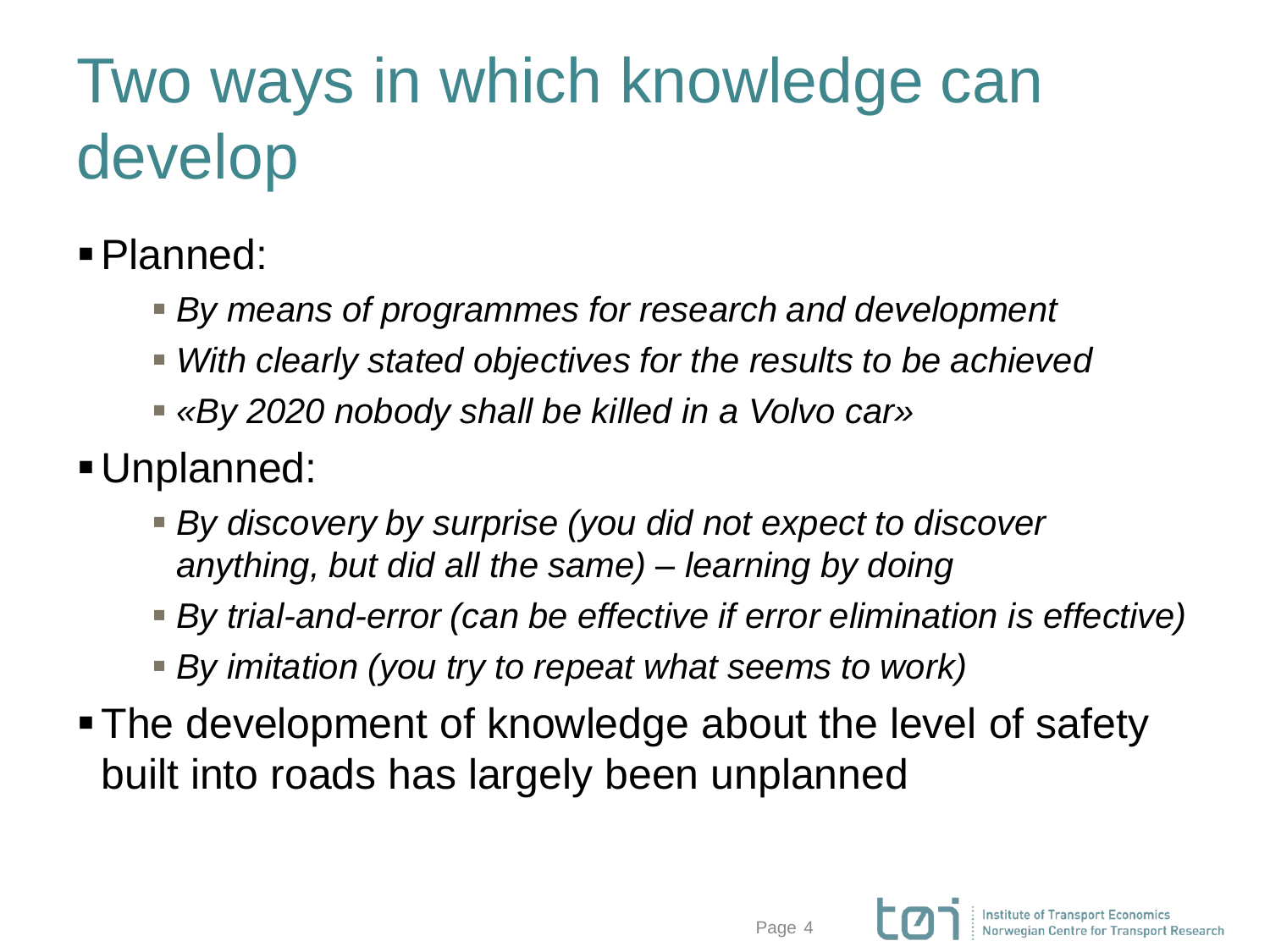# Two ways in which knowledge can develop

- Planned:
  - *By means of programmes for research and development*
  - *With clearly stated objectives for the results to be achieved*
  - *«By 2020 nobody shall be killed in a Volvo car»*
- Unplanned:
  - *By discovery by surprise (you did not expect to discover anything, but did all the same) – learning by doing*
  - *By trial-and-error (can be effective if error elimination is effective)*
  - *By imitation (you try to repeat what seems to work)*
- The development of knowledge about the level of safety built into roads has largely been unplanned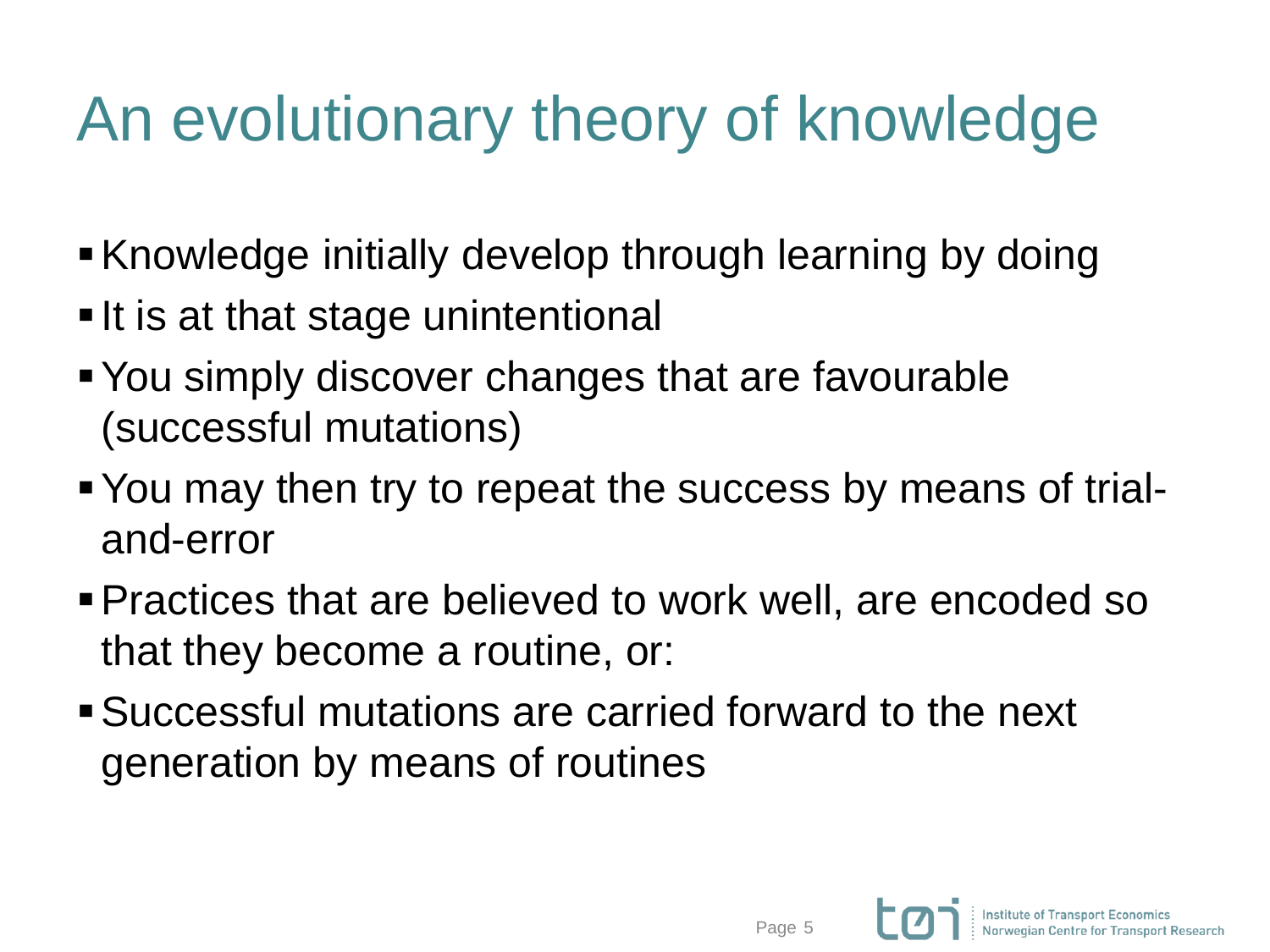# An evolutionary theory of knowledge

- Knowledge initially develop through learning by doing
- It is at that stage unintentional
- You simply discover changes that are favourable (successful mutations)
- You may then try to repeat the success by means of trial-and-error
- Practices that are believed to work well, are encoded so that they become a routine, or:
- Successful mutations are carried forward to the next generation by means of routines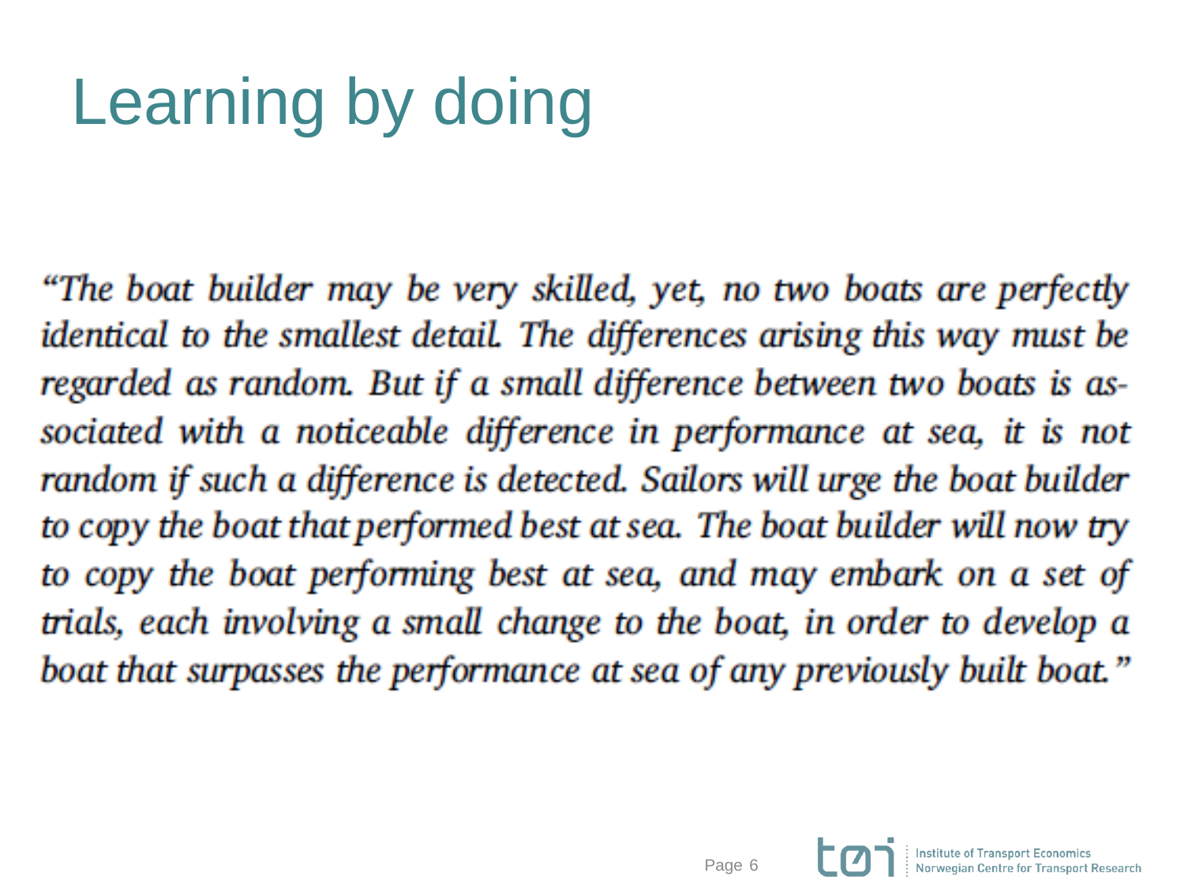# Learning by doing

*"The boat builder may be very skilled, yet, no two boats are perfectly identical to the smallest detail. The differences arising this way must be regarded as random. But if a small difference between two boats is associated with a noticeable difference in performance at sea, it is not random if such a difference is detected. Sailors will urge the boat builder to copy the boat that performed best at sea. The boat builder will now try to copy the boat performing best at sea, and may embark on a set of trials, each involving a small change to the boat, in order to develop a boat that surpasses the performance at sea of any previously built boat."*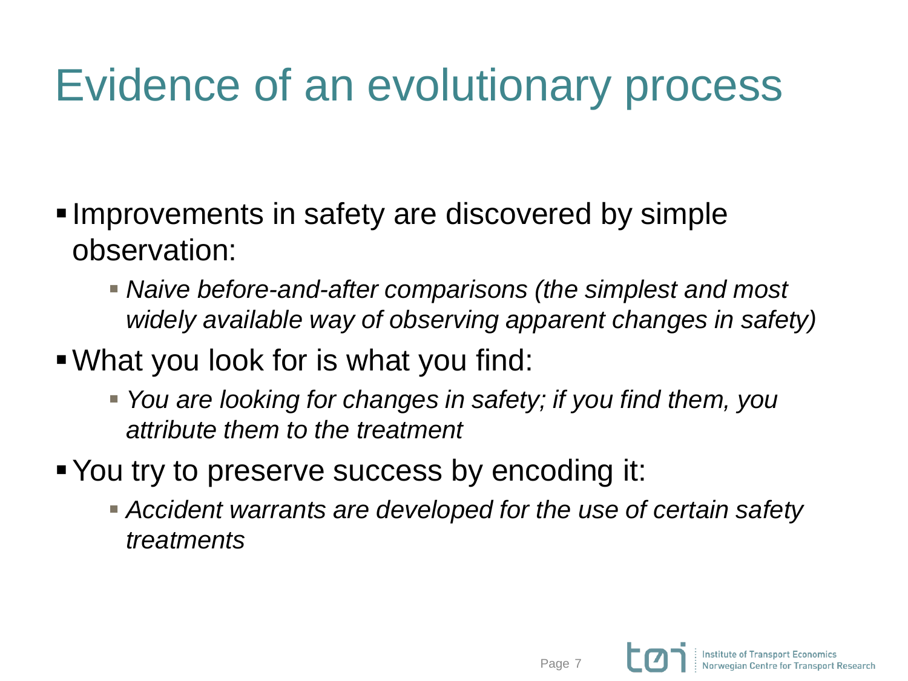# Evidence of an evolutionary process

- Improvements in safety are discovered by simple observation:
  - *Naive before-and-after comparisons (the simplest and most widely available way of observing apparent changes in safety)*
- What you look for is what you find:
  - *You are looking for changes in safety; if you find them, you attribute them to the treatment*
- You try to preserve success by encoding it:
  - *Accident warrants are developed for the use of certain safety treatments*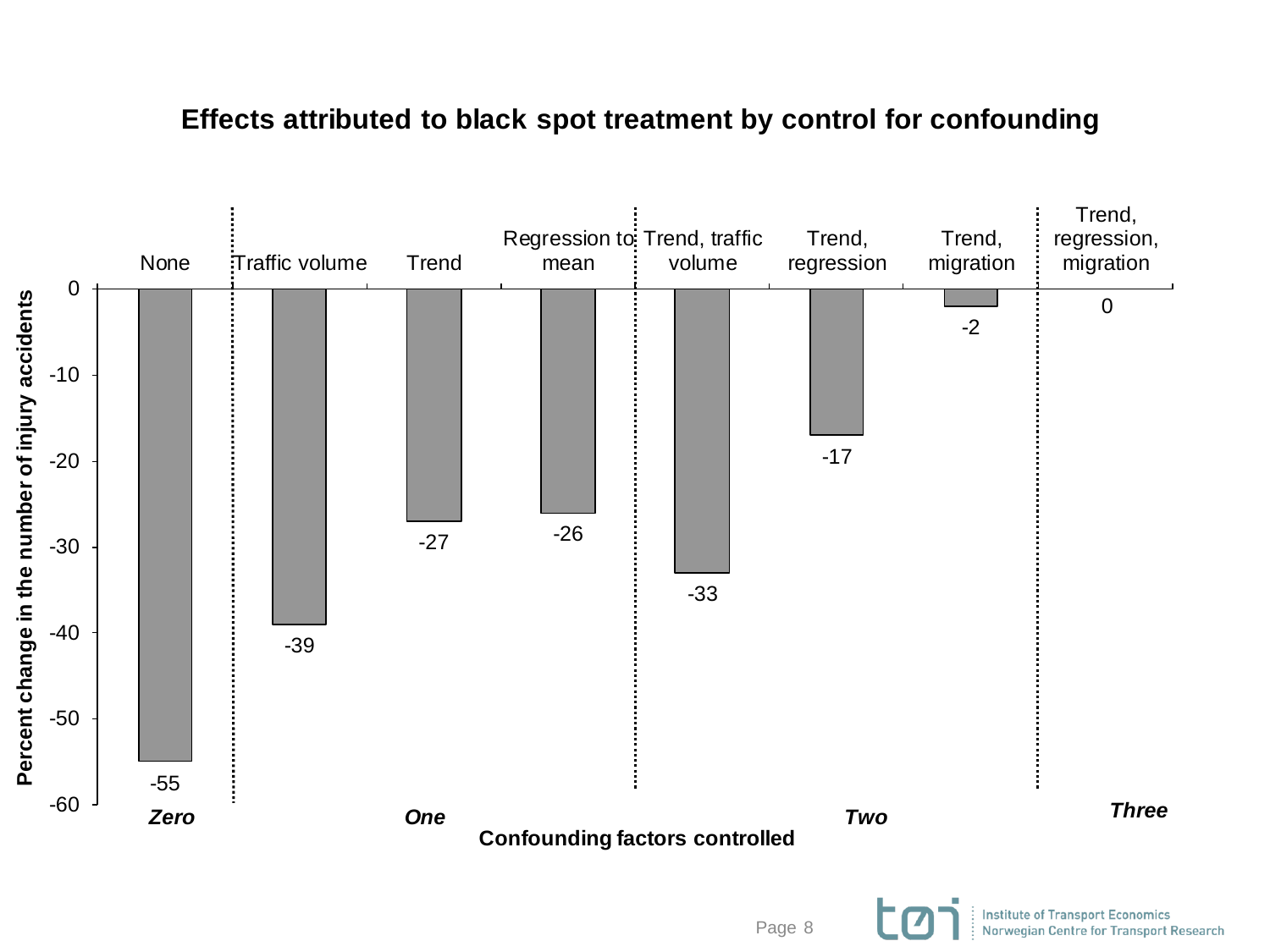## Effects attributed to black spot treatment by control for confounding

| Confounding factors controlled | Factors | Percent change in the number of injury accidents |
|---|---|---|
| *Zero* | None | -55 |
| *One* | Traffic volume | -39 |
| *One* | Trend | -27 |
| *One* | Regression to mean | -26 |
| *Two* | Trend, traffic volume | -33 |
| *Two* | Trend, regression | -17 |
| *Two* | Trend, migration | -2 |
| *Three* | Trend, regression, migration | 0 |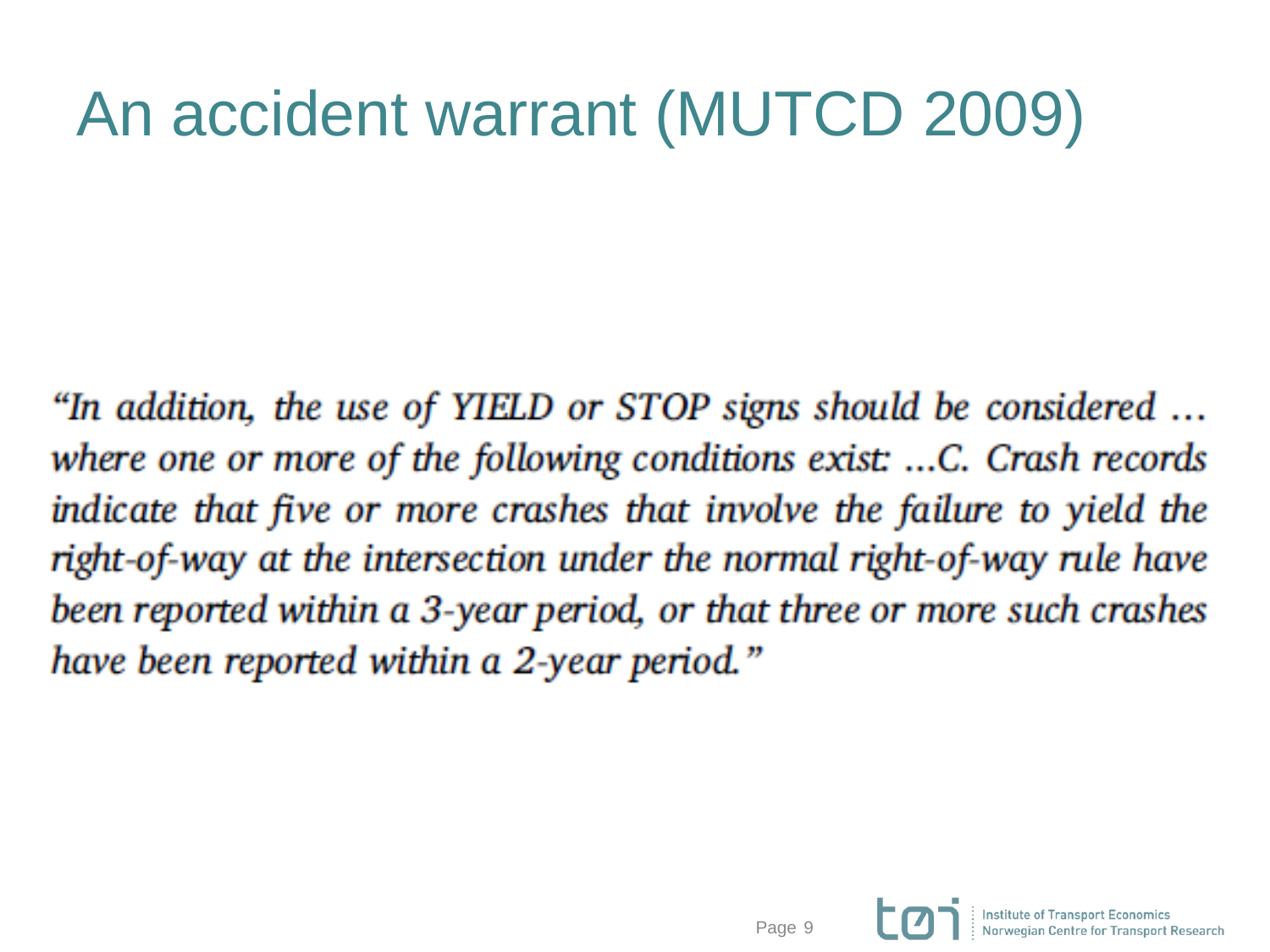# An accident warrant (MUTCD 2009)

*"In addition, the use of YIELD or STOP signs should be considered … where one or more of the following conditions exist: …C. Crash records indicate that five or more crashes that involve the failure to yield the right-of-way at the intersection under the normal right-of-way rule have been reported within a 3-year period, or that three or more such crashes have been reported within a 2-year period."*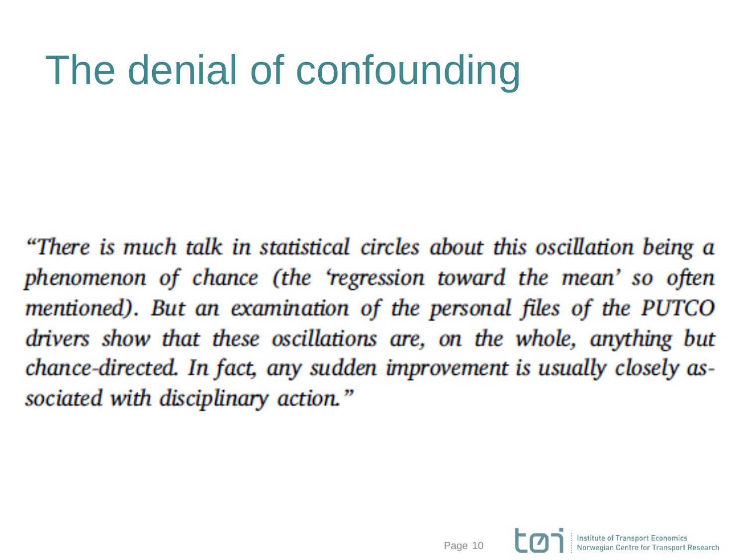# The denial of confounding

*"There is much talk in statistical circles about this oscillation being a phenomenon of chance (the 'regression toward the mean' so often mentioned). But an examination of the personal files of the PUTCO drivers show that these oscillations are, on the whole, anything but chance-directed. In fact, any sudden improvement is usually closely associated with disciplinary action."*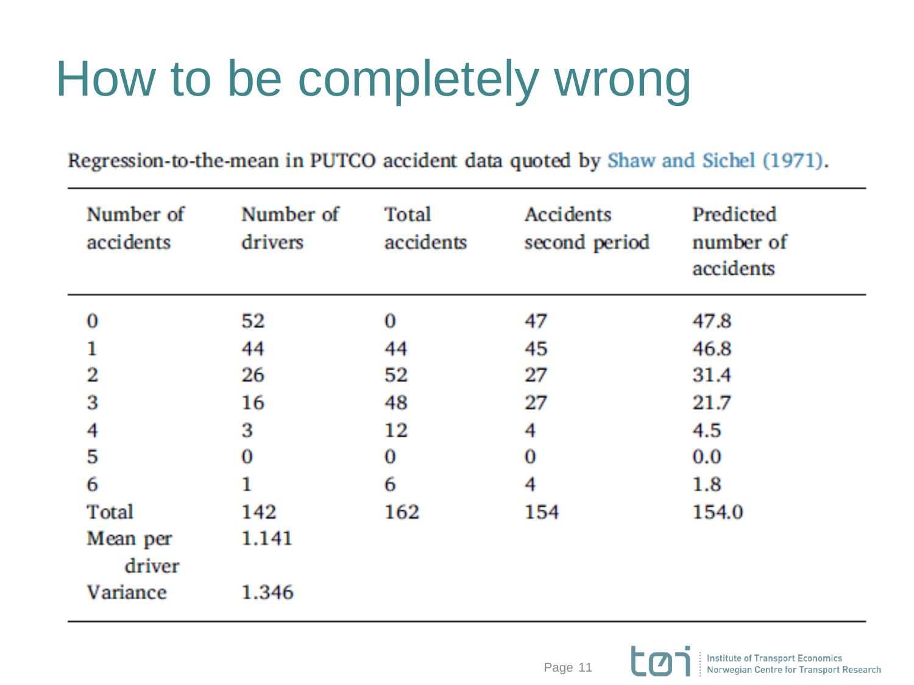# How to be completely wrong

Regression-to-the-mean in PUTCO accident data quoted by Shaw and Sichel (1971).

| Number of accidents | Number of drivers | Total accidents | Accidents second period | Predicted number of accidents |
|---|---|---|---|---|
| 0 | 52 | 0 | 47 | 47.8 |
| 1 | 44 | 44 | 45 | 46.8 |
| 2 | 26 | 52 | 27 | 31.4 |
| 3 | 16 | 48 | 27 | 21.7 |
| 4 | 3 | 12 | 4 | 4.5 |
| 5 | 0 | 0 | 0 | 0.0 |
| 6 | 1 | 6 | 4 | 1.8 |
| Total | 142 | 162 | 154 | 154.0 |
| Mean per driver | 1.141 | | | |
| Variance | 1.346 | | | |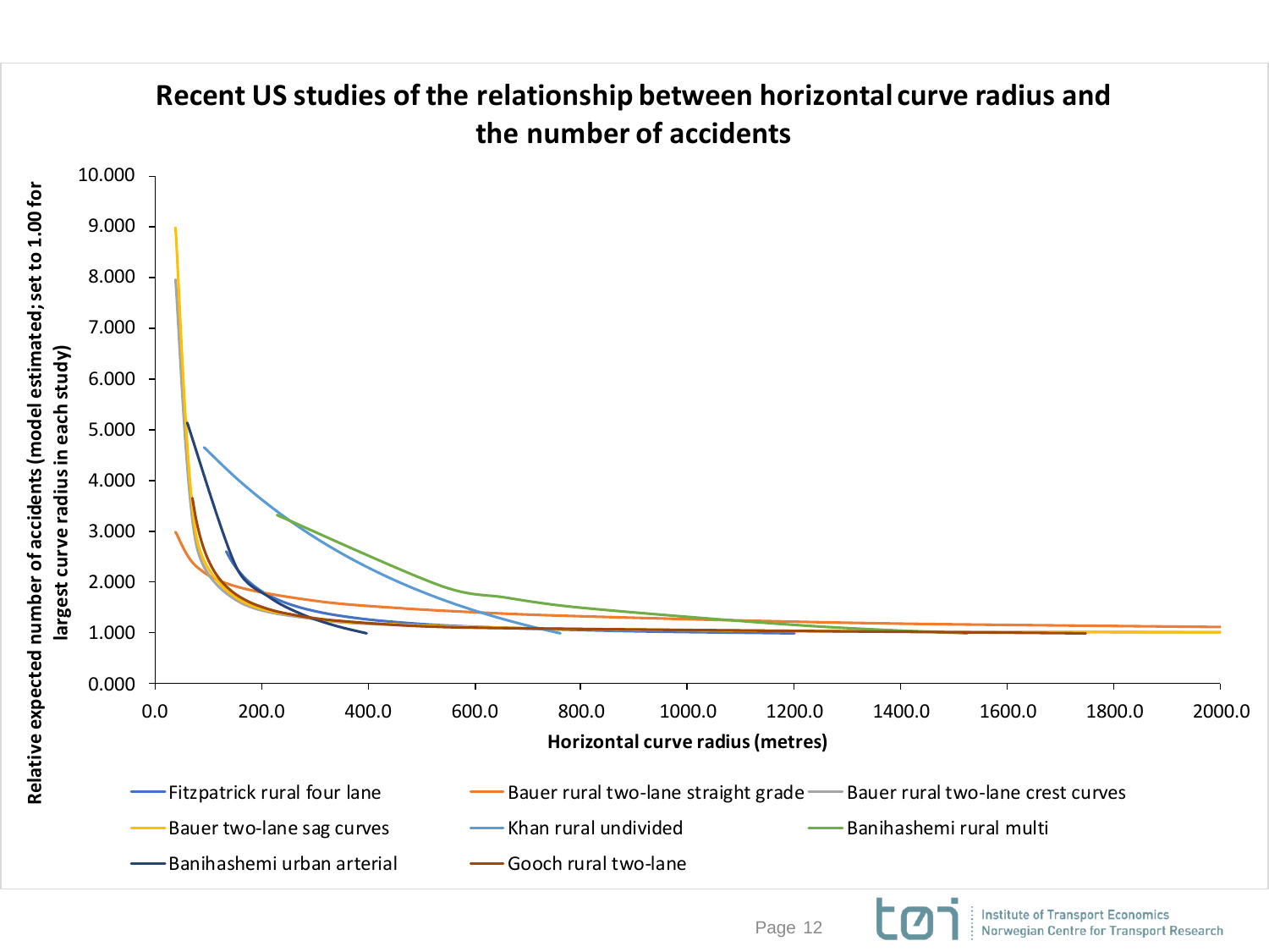# Recent US studies of the relationship between horizontal curve radius and the number of accidents

Relative expected number of accidents (model estimated; set to 1.00 for largest curve radius in each study)

Horizontal curve radius (metres)

- Fitzpatrick rural four lane
- Bauer rural two-lane straight grade
- Bauer rural two-lane crest curves
- Bauer two-lane sag curves
- Khan rural undivided
- Banihashemi rural multi
- Banihashemi urban arterial
- Gooch rural two-lane

Institute of Transport Economics
Norwegian Centre for Transport Research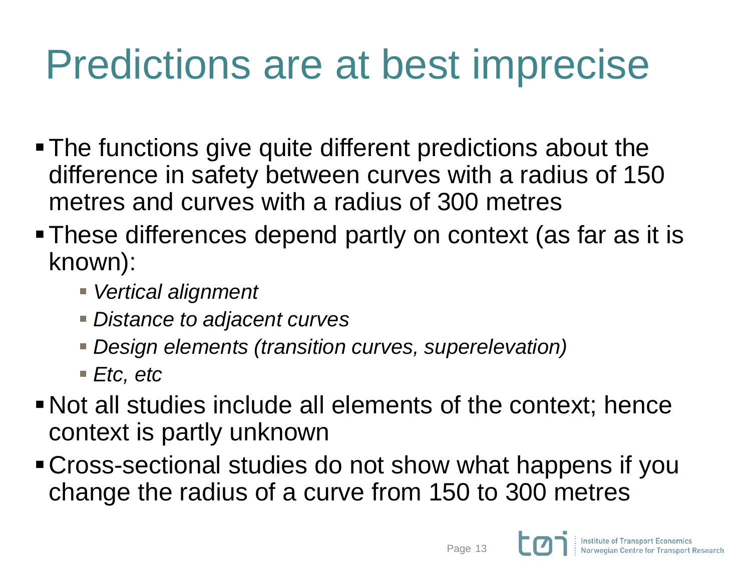# Predictions are at best imprecise

- The functions give quite different predictions about the difference in safety between curves with a radius of 150 metres and curves with a radius of 300 metres
- These differences depend partly on context (as far as it is known):
  - *Vertical alignment*
  - *Distance to adjacent curves*
  - *Design elements (transition curves, superelevation)*
  - *Etc, etc*
- Not all studies include all elements of the context; hence context is partly unknown
- Cross-sectional studies do not show what happens if you change the radius of a curve from 150 to 300 metres